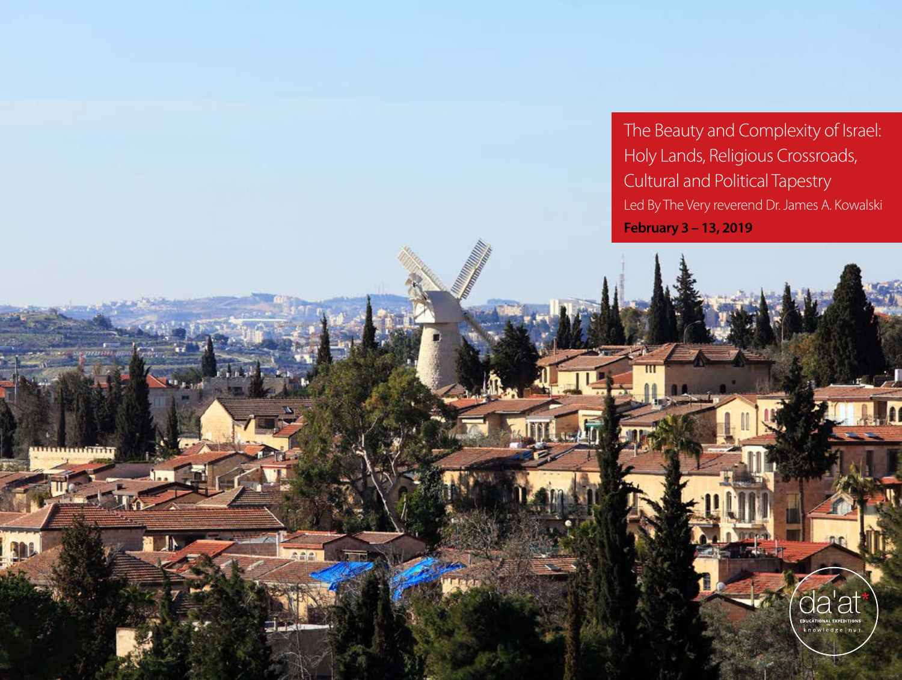# The Beauty and Complexity of Israel: Holy Lands, Religious Crossroads, Cultural and Political Tapestry

Led By The Very reverend Dr. James A. Kowalski

**February 3 – 13, 2019**

da'at*
EDUCATIONAL EXPEDITIONS
knowledge | nur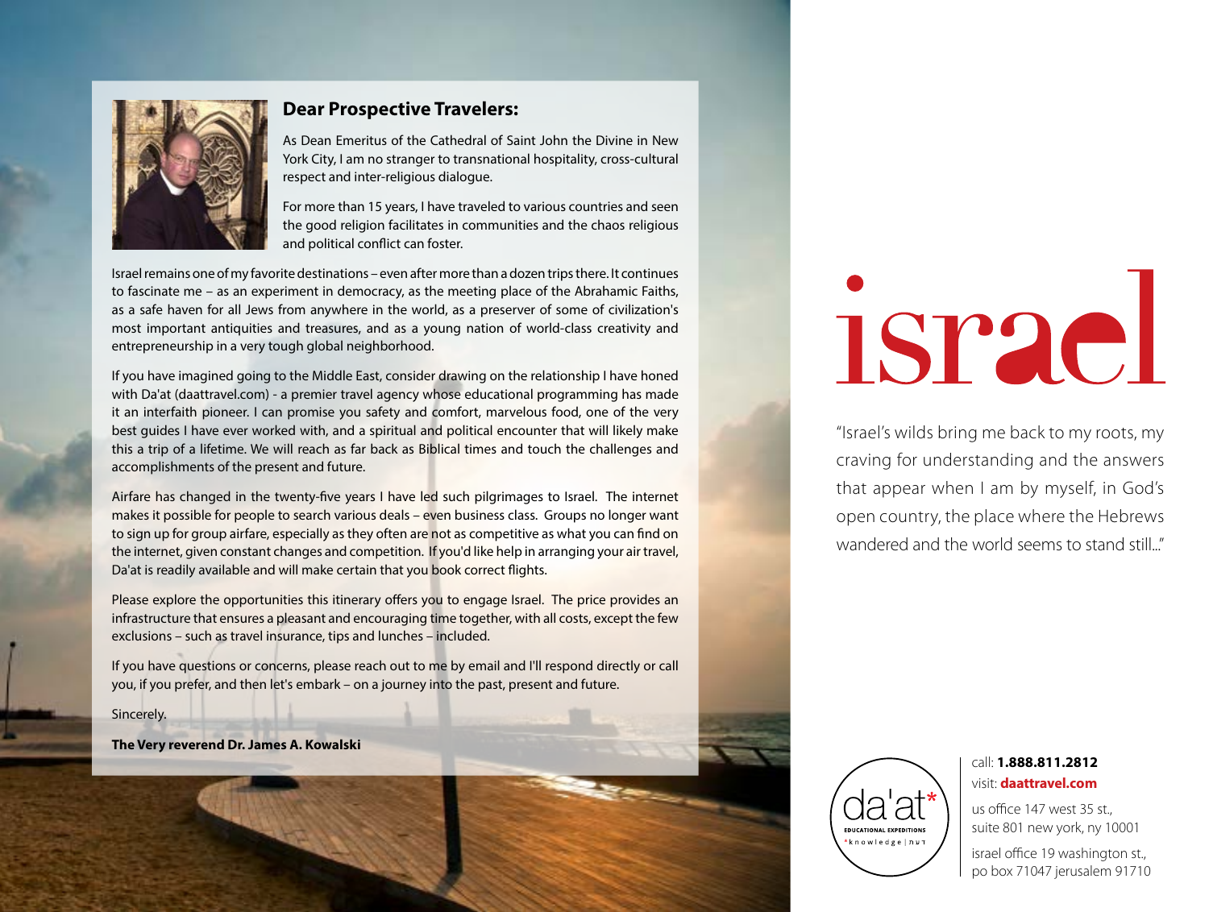## Dear Prospective Travelers:

As Dean Emeritus of the Cathedral of Saint John the Divine in New York City, I am no stranger to transnational hospitality, cross-cultural respect and inter-religious dialogue.

For more than 15 years, I have traveled to various countries and seen the good religion facilitates in communities and the chaos religious and political conflict can foster.

Israel remains one of my favorite destinations – even after more than a dozen trips there. It continues to fascinate me – as an experiment in democracy, as the meeting place of the Abrahamic Faiths, as a safe haven for all Jews from anywhere in the world, as a preserver of some of civilization's most important antiquities and treasures, and as a young nation of world-class creativity and entrepreneurship in a very tough global neighborhood.

If you have imagined going to the Middle East, consider drawing on the relationship I have honed with Da'at (daattravel.com) - a premier travel agency whose educational programming has made it an interfaith pioneer. I can promise you safety and comfort, marvelous food, one of the very best guides I have ever worked with, and a spiritual and political encounter that will likely make this a trip of a lifetime. We will reach as far back as Biblical times and touch the challenges and accomplishments of the present and future.

Airfare has changed in the twenty-five years I have led such pilgrimages to Israel. The internet makes it possible for people to search various deals – even business class. Groups no longer want to sign up for group airfare, especially as they often are not as competitive as what you can find on the internet, given constant changes and competition. If you'd like help in arranging your air travel, Da'at is readily available and will make certain that you book correct flights.

Please explore the opportunities this itinerary offers you to engage Israel. The price provides an infrastructure that ensures a pleasant and encouraging time together, with all costs, except the few exclusions – such as travel insurance, tips and lunches – included.

If you have questions or concerns, please reach out to me by email and I'll respond directly or call you, if you prefer, and then let's embark – on a journey into the past, present and future.

Sincerely,

**The Very reverend Dr. James A. Kowalski**

# israel

"Israel's wilds bring me back to my roots, my craving for understanding and the answers that appear when I am by myself, in God's open country, the place where the Hebrews wandered and the world seems to stand still..."

da'at*
EDUCATIONAL EXPEDITIONS
*knowledge | דעת

call: **1.888.811.2812**
visit: **daattravel.com**

us office 147 west 35 st., suite 801 new york, ny 10001

israel office 19 washington st., po box 71047 jerusalem 91710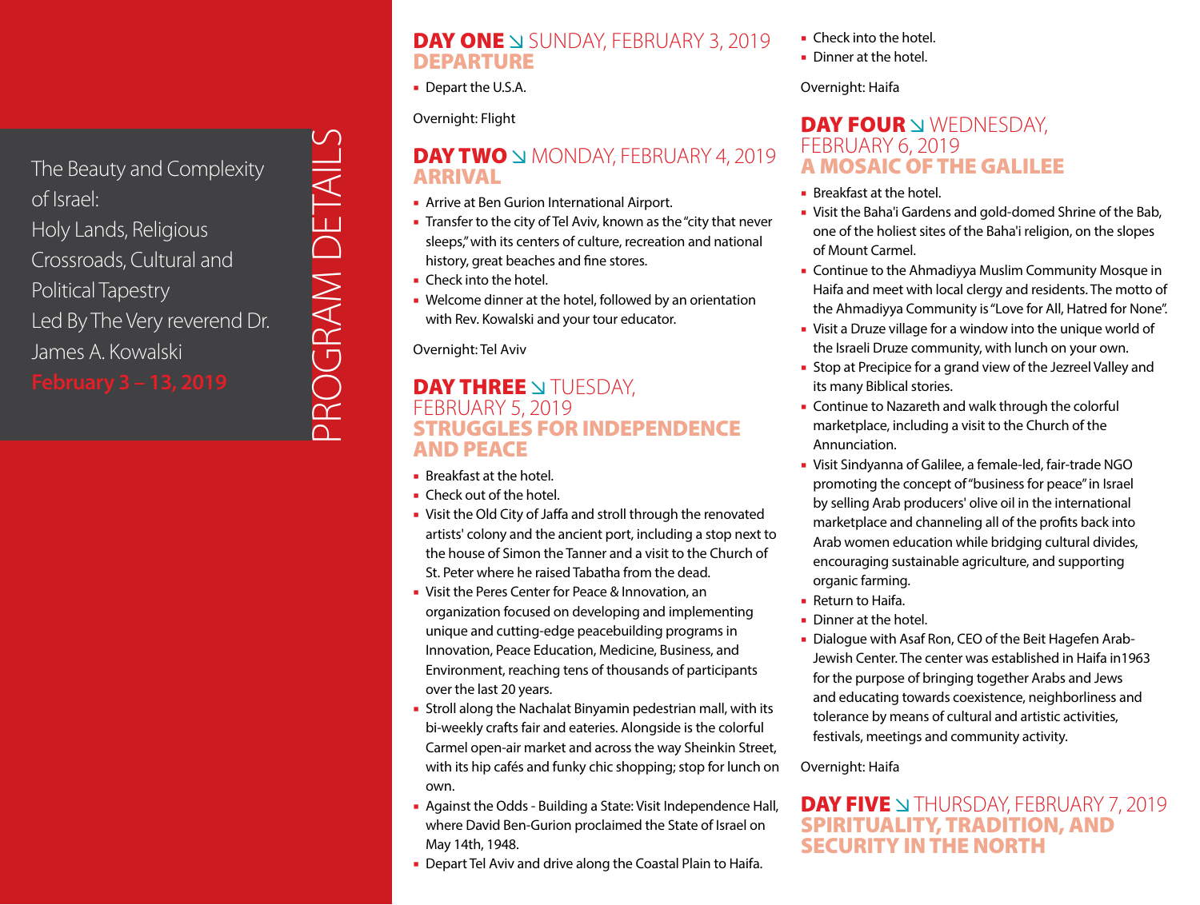The Beauty and Complexity of Israel: Holy Lands, Religious Crossroads, Cultural and Political Tapestry
Led By The Very reverend Dr. James A. Kowalski

**February 3 – 13, 2019**

# PROGRAM DETAILS

## DAY ONE ↘ SUNDAY, FEBRUARY 3, 2019
### DEPARTURE

- Depart the U.S.A.

Overnight: Flight

## DAY TWO ↘ MONDAY, FEBRUARY 4, 2019
### ARRIVAL

- Arrive at Ben Gurion International Airport.
- Transfer to the city of Tel Aviv, known as the "city that never sleeps," with its centers of culture, recreation and national history, great beaches and fine stores.
- Check into the hotel.
- Welcome dinner at the hotel, followed by an orientation with Rev. Kowalski and your tour educator.

Overnight: Tel Aviv

## DAY THREE ↘ TUESDAY, FEBRUARY 5, 2019
### STRUGGLES FOR INDEPENDENCE AND PEACE

- Breakfast at the hotel.
- Check out of the hotel.
- Visit the Old City of Jaffa and stroll through the renovated artists' colony and the ancient port, including a stop next to the house of Simon the Tanner and a visit to the Church of St. Peter where he raised Tabatha from the dead.
- Visit the Peres Center for Peace & Innovation, an organization focused on developing and implementing unique and cutting-edge peacebuilding programs in Innovation, Peace Education, Medicine, Business, and Environment, reaching tens of thousands of participants over the last 20 years.
- Stroll along the Nachalat Binyamin pedestrian mall, with its bi-weekly crafts fair and eateries. Alongside is the colorful Carmel open-air market and across the way Sheinkin Street, with its hip cafés and funky chic shopping; stop for lunch on own.
- Against the Odds - Building a State: Visit Independence Hall, where David Ben-Gurion proclaimed the State of Israel on May 14th, 1948.
- Depart Tel Aviv and drive along the Coastal Plain to Haifa.
- Check into the hotel.
- Dinner at the hotel.

Overnight: Haifa

## DAY FOUR ↘ WEDNESDAY, FEBRUARY 6, 2019
### A MOSAIC OF THE GALILEE

- Breakfast at the hotel.
- Visit the Baha'i Gardens and gold-domed Shrine of the Bab, one of the holiest sites of the Baha'i religion, on the slopes of Mount Carmel.
- Continue to the Ahmadiyya Muslim Community Mosque in Haifa and meet with local clergy and residents. The motto of the Ahmadiyya Community is "Love for All, Hatred for None".
- Visit a Druze village for a window into the unique world of the Israeli Druze community, with lunch on your own.
- Stop at Precipice for a grand view of the Jezreel Valley and its many Biblical stories.
- Continue to Nazareth and walk through the colorful marketplace, including a visit to the Church of the Annunciation.
- Visit Sindyanna of Galilee, a female-led, fair-trade NGO promoting the concept of "business for peace" in Israel by selling Arab producers' olive oil in the international marketplace and channeling all of the profits back into Arab women education while bridging cultural divides, encouraging sustainable agriculture, and supporting organic farming.
- Return to Haifa.
- Dinner at the hotel.
- Dialogue with Asaf Ron, CEO of the Beit Hagefen Arab-Jewish Center. The center was established in Haifa in1963 for the purpose of bringing together Arabs and Jews and educating towards coexistence, neighborliness and tolerance by means of cultural and artistic activities, festivals, meetings and community activity.

Overnight: Haifa

## DAY FIVE ↘ THURSDAY, FEBRUARY 7, 2019
### SPIRITUALITY, TRADITION, AND SECURITY IN THE NORTH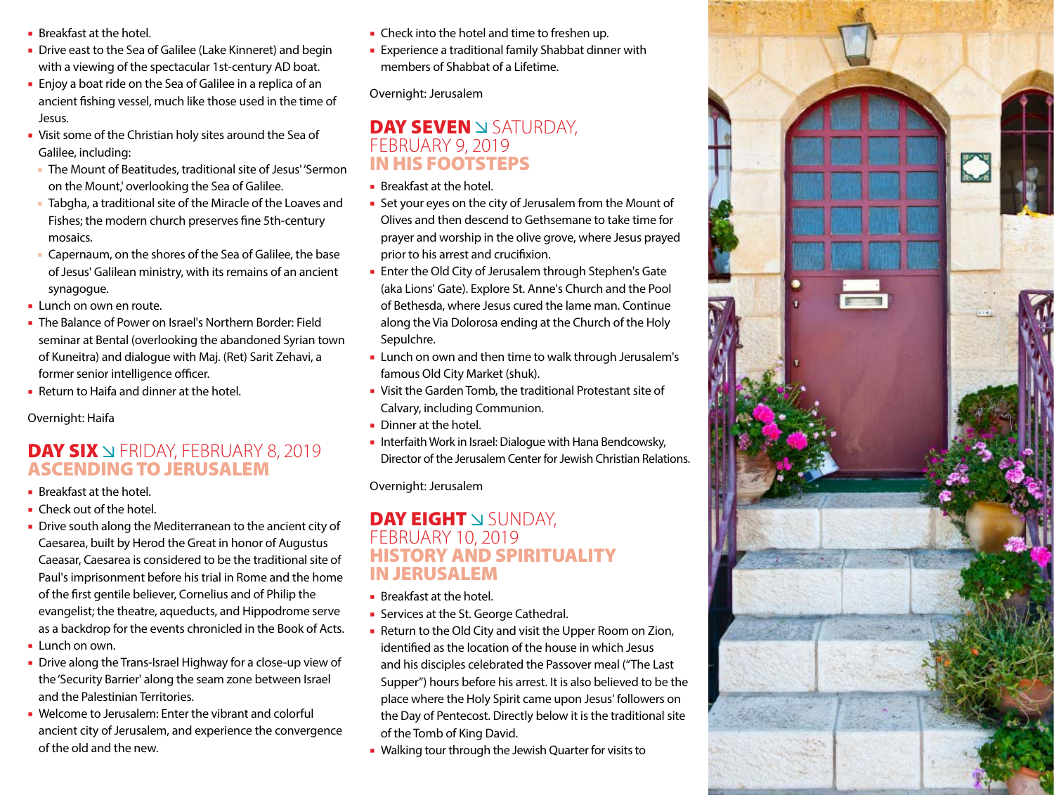- Breakfast at the hotel.
- Drive east to the Sea of Galilee (Lake Kinneret) and begin with a viewing of the spectacular 1st-century AD boat.
- Enjoy a boat ride on the Sea of Galilee in a replica of an ancient fishing vessel, much like those used in the time of Jesus.
- Visit some of the Christian holy sites around the Sea of Galilee, including:
  - The Mount of Beatitudes, traditional site of Jesus' 'Sermon on the Mount,' overlooking the Sea of Galilee.
  - Tabgha, a traditional site of the Miracle of the Loaves and Fishes; the modern church preserves fine 5th-century mosaics.
  - Capernaum, on the shores of the Sea of Galilee, the base of Jesus' Galilean ministry, with its remains of an ancient synagogue.
- Lunch on own en route.
- The Balance of Power on Israel's Northern Border: Field seminar at Bental (overlooking the abandoned Syrian town of Kuneitra) and dialogue with Maj. (Ret) Sarit Zehavi, a former senior intelligence officer.
- Return to Haifa and dinner at the hotel.

Overnight: Haifa

## DAY SIX ↘ FRIDAY, FEBRUARY 8, 2019
## ASCENDING TO JERUSALEM

- Breakfast at the hotel.
- Check out of the hotel.
- Drive south along the Mediterranean to the ancient city of Caesarea, built by Herod the Great in honor of Augustus Caeasar, Caesarea is considered to be the traditional site of Paul's imprisonment before his trial in Rome and the home of the first gentile believer, Cornelius and of Philip the evangelist; the theatre, aqueducts, and Hippodrome serve as a backdrop for the events chronicled in the Book of Acts.
- Lunch on own.
- Drive along the Trans-Israel Highway for a close-up view of the 'Security Barrier' along the seam zone between Israel and the Palestinian Territories.
- Welcome to Jerusalem: Enter the vibrant and colorful ancient city of Jerusalem, and experience the convergence of the old and the new.
- Check into the hotel and time to freshen up.
- Experience a traditional family Shabbat dinner with members of Shabbat of a Lifetime.

Overnight: Jerusalem

## DAY SEVEN ↘ SATURDAY, FEBRUARY 9, 2019
## IN HIS FOOTSTEPS

- Breakfast at the hotel.
- Set your eyes on the city of Jerusalem from the Mount of Olives and then descend to Gethsemane to take time for prayer and worship in the olive grove, where Jesus prayed prior to his arrest and crucifixion.
- Enter the Old City of Jerusalem through Stephen's Gate (aka Lions' Gate). Explore St. Anne's Church and the Pool of Bethesda, where Jesus cured the lame man. Continue along the Via Dolorosa ending at the Church of the Holy Sepulchre.
- Lunch on own and then time to walk through Jerusalem's famous Old City Market (shuk).
- Visit the Garden Tomb, the traditional Protestant site of Calvary, including Communion.
- Dinner at the hotel.
- Interfaith Work in Israel: Dialogue with Hana Bendcowsky, Director of the Jerusalem Center for Jewish Christian Relations.

Overnight: Jerusalem

## DAY EIGHT ↘ SUNDAY, FEBRUARY 10, 2019
## HISTORY AND SPIRITUALITY IN JERUSALEM

- Breakfast at the hotel.
- Services at the St. George Cathedral.
- Return to the Old City and visit the Upper Room on Zion, identified as the location of the house in which Jesus and his disciples celebrated the Passover meal ("The Last Supper") hours before his arrest. It is also believed to be the place where the Holy Spirit came upon Jesus' followers on the Day of Pentecost. Directly below it is the traditional site of the Tomb of King David.
- Walking tour through the Jewish Quarter for visits to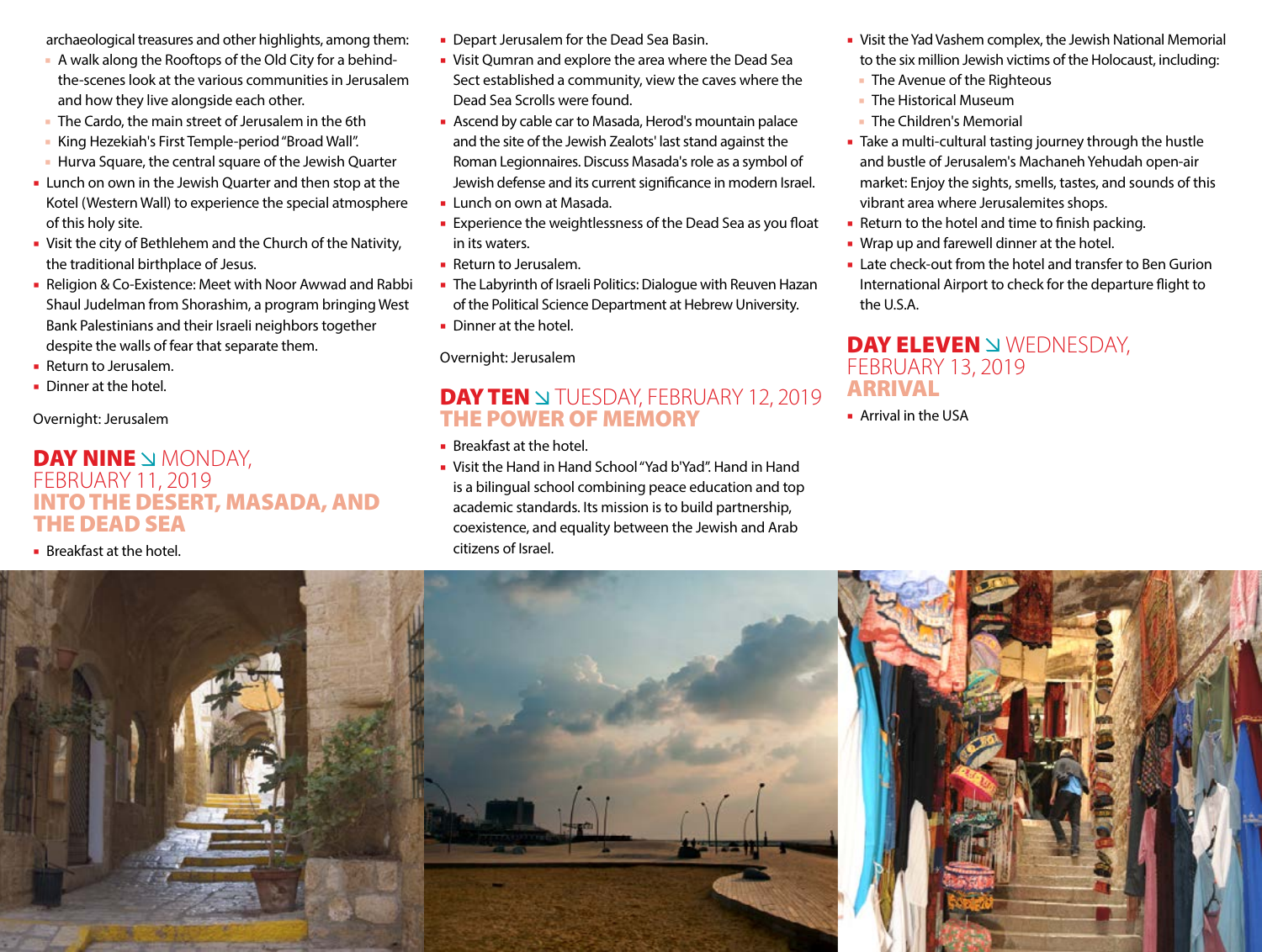archaeological treasures and other highlights, among them:

- A walk along the Rooftops of the Old City for a behind-the-scenes look at the various communities in Jerusalem and how they live alongside each other.
- The Cardo, the main street of Jerusalem in the 6th
- King Hezekiah's First Temple-period "Broad Wall".
- Hurva Square, the central square of the Jewish Quarter

- Lunch on own in the Jewish Quarter and then stop at the Kotel (Western Wall) to experience the special atmosphere of this holy site.
- Visit the city of Bethlehem and the Church of the Nativity, the traditional birthplace of Jesus.
- Religion & Co-Existence: Meet with Noor Awwad and Rabbi Shaul Judelman from Shorashim, a program bringing West Bank Palestinians and their Israeli neighbors together despite the walls of fear that separate them.
- Return to Jerusalem.
- Dinner at the hotel.

Overnight: Jerusalem

## DAY NINE ↘ MONDAY, FEBRUARY 11, 2019
## INTO THE DESERT, MASADA, AND THE DEAD SEA

- Breakfast at the hotel.
- Depart Jerusalem for the Dead Sea Basin.
- Visit Qumran and explore the area where the Dead Sea Sect established a community, view the caves where the Dead Sea Scrolls were found.
- Ascend by cable car to Masada, Herod's mountain palace and the site of the Jewish Zealots' last stand against the Roman Legionnaires. Discuss Masada's role as a symbol of Jewish defense and its current significance in modern Israel.
- Lunch on own at Masada.
- Experience the weightlessness of the Dead Sea as you float in its waters.
- Return to Jerusalem.
- The Labyrinth of Israeli Politics: Dialogue with Reuven Hazan of the Political Science Department at Hebrew University.
- Dinner at the hotel.

Overnight: Jerusalem

## DAY TEN ↘ TUESDAY, FEBRUARY 12, 2019
## THE POWER OF MEMORY

- Breakfast at the hotel.
- Visit the Hand in Hand School "Yad b'Yad". Hand in Hand is a bilingual school combining peace education and top academic standards. Its mission is to build partnership, coexistence, and equality between the Jewish and Arab citizens of Israel.
- Visit the Yad Vashem complex, the Jewish National Memorial to the six million Jewish victims of the Holocaust, including:
  - The Avenue of the Righteous
  - The Historical Museum
  - The Children's Memorial
- Take a multi-cultural tasting journey through the hustle and bustle of Jerusalem's Machaneh Yehudah open-air market: Enjoy the sights, smells, tastes, and sounds of this vibrant area where Jerusalemites shops.
- Return to the hotel and time to finish packing.
- Wrap up and farewell dinner at the hotel.
- Late check-out from the hotel and transfer to Ben Gurion International Airport to check for the departure flight to the U.S.A.

## DAY ELEVEN ↘ WEDNESDAY, FEBRUARY 13, 2019
## ARRIVAL

- Arrival in the USA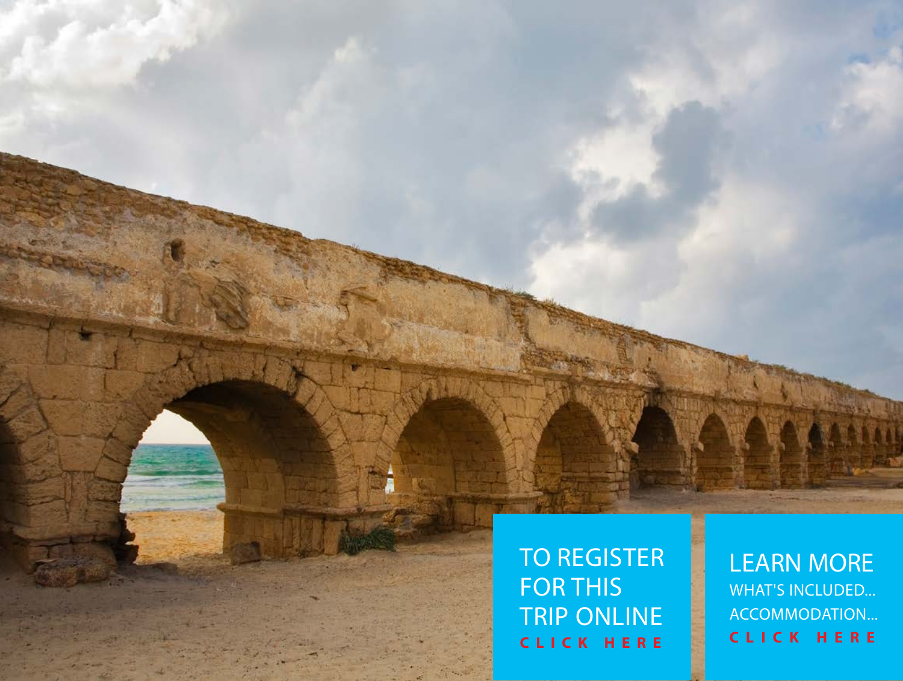TO REGISTER FOR THIS TRIP ONLINE

CLICK HERE

LEARN MORE

WHAT'S INCLUDED...

ACCOMMODATION...

CLICK HERE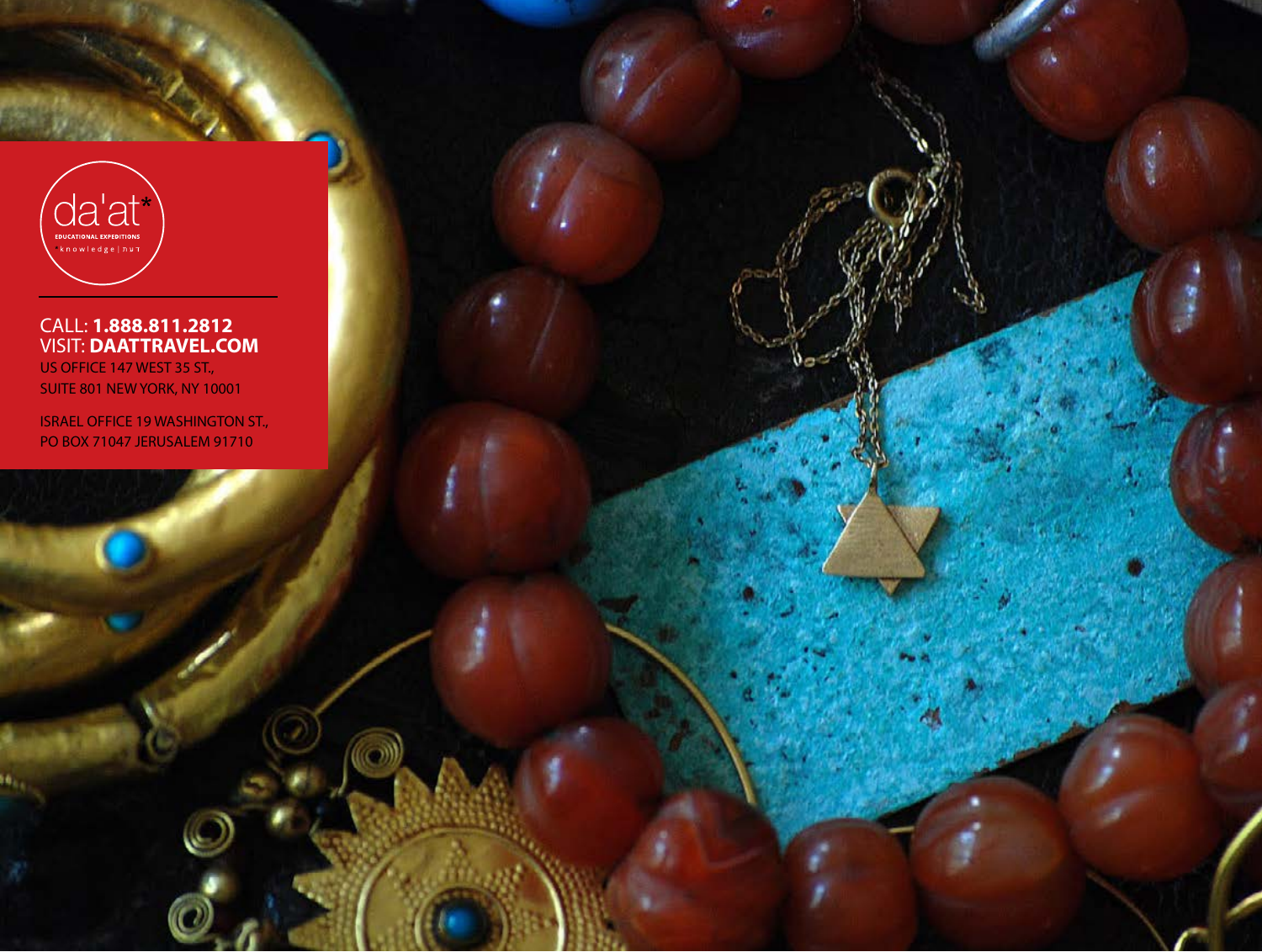da'at*

EDUCATIONAL EXPEDITIONS

*knowledge | דעת

CALL: **1.888.811.2812**

VISIT: **DAATTRAVEL.COM**

US OFFICE 147 WEST 35 ST., SUITE 801 NEW YORK, NY 10001

ISRAEL OFFICE 19 WASHINGTON ST., PO BOX 71047 JERUSALEM 91710